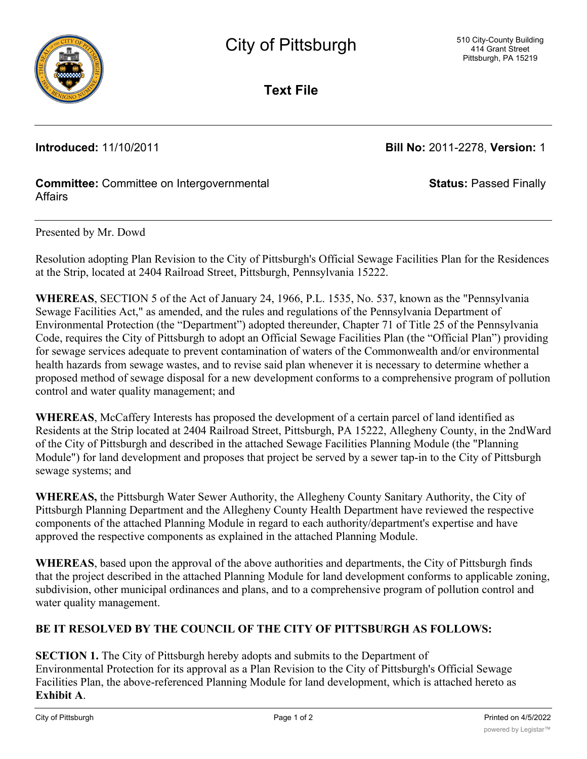# City of Pittsburgh

510 City-County Building
414 Grant Street
Pittsburgh, PA 15219

## Text File

**Introduced:** 11/10/2011 **Bill No:** 2011-2278, **Version:** 1

**Committee:** Committee on Intergovernmental Affairs **Status:** Passed Finally

Presented by Mr. Dowd

Resolution adopting Plan Revision to the City of Pittsburgh's Official Sewage Facilities Plan for the Residences at the Strip, located at 2404 Railroad Street, Pittsburgh, Pennsylvania 15222.

**WHEREAS**, SECTION 5 of the Act of January 24, 1966, P.L. 1535, No. 537, known as the "Pennsylvania Sewage Facilities Act," as amended, and the rules and regulations of the Pennsylvania Department of Environmental Protection (the "Department") adopted thereunder, Chapter 71 of Title 25 of the Pennsylvania Code, requires the City of Pittsburgh to adopt an Official Sewage Facilities Plan (the "Official Plan") providing for sewage services adequate to prevent contamination of waters of the Commonwealth and/or environmental health hazards from sewage wastes, and to revise said plan whenever it is necessary to determine whether a proposed method of sewage disposal for a new development conforms to a comprehensive program of pollution control and water quality management; and

**WHEREAS**, McCaffery Interests has proposed the development of a certain parcel of land identified as Residents at the Strip located at 2404 Railroad Street, Pittsburgh, PA 15222, Allegheny County, in the 2ndWard of the City of Pittsburgh and described in the attached Sewage Facilities Planning Module (the "Planning Module") for land development and proposes that project be served by a sewer tap-in to the City of Pittsburgh sewage systems; and

**WHEREAS,** the Pittsburgh Water Sewer Authority, the Allegheny County Sanitary Authority, the City of Pittsburgh Planning Department and the Allegheny County Health Department have reviewed the respective components of the attached Planning Module in regard to each authority/department's expertise and have approved the respective components as explained in the attached Planning Module.

**WHEREAS**, based upon the approval of the above authorities and departments, the City of Pittsburgh finds that the project described in the attached Planning Module for land development conforms to applicable zoning, subdivision, other municipal ordinances and plans, and to a comprehensive program of pollution control and water quality management.

**BE IT RESOLVED BY THE COUNCIL OF THE CITY OF PITTSBURGH AS FOLLOWS:**

**SECTION 1.** The City of Pittsburgh hereby adopts and submits to the Department of Environmental Protection for its approval as a Plan Revision to the City of Pittsburgh's Official Sewage Facilities Plan, the above-referenced Planning Module for land development, which is attached hereto as **Exhibit A**.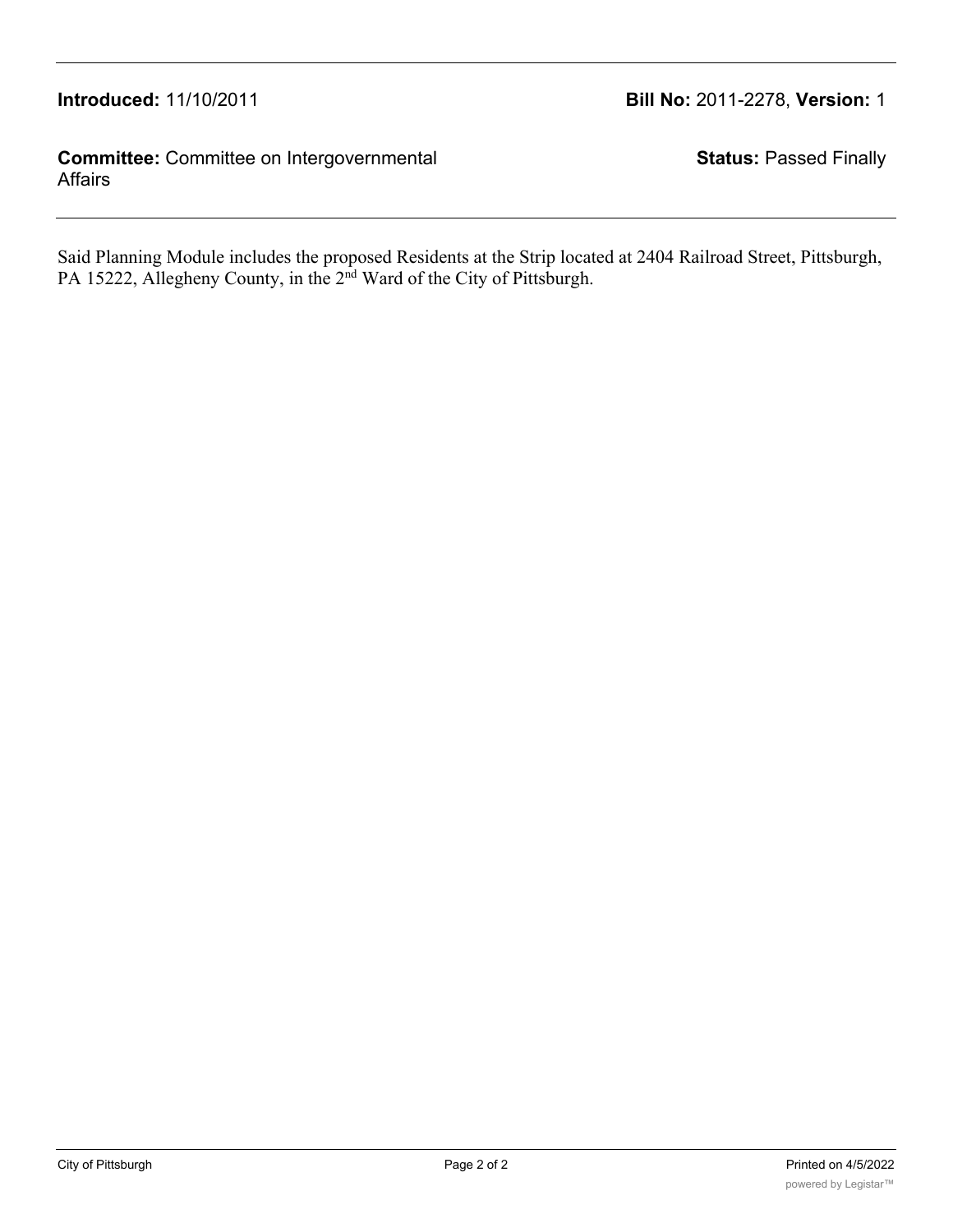**Introduced:** 11/10/2011

**Bill No:** 2011-2278, **Version:** 1

**Committee:** Committee on Intergovernmental Affairs

**Status:** Passed Finally

Said Planning Module includes the proposed Residents at the Strip located at 2404 Railroad Street, Pittsburgh, PA 15222, Allegheny County, in the 2nd Ward of the City of Pittsburgh.